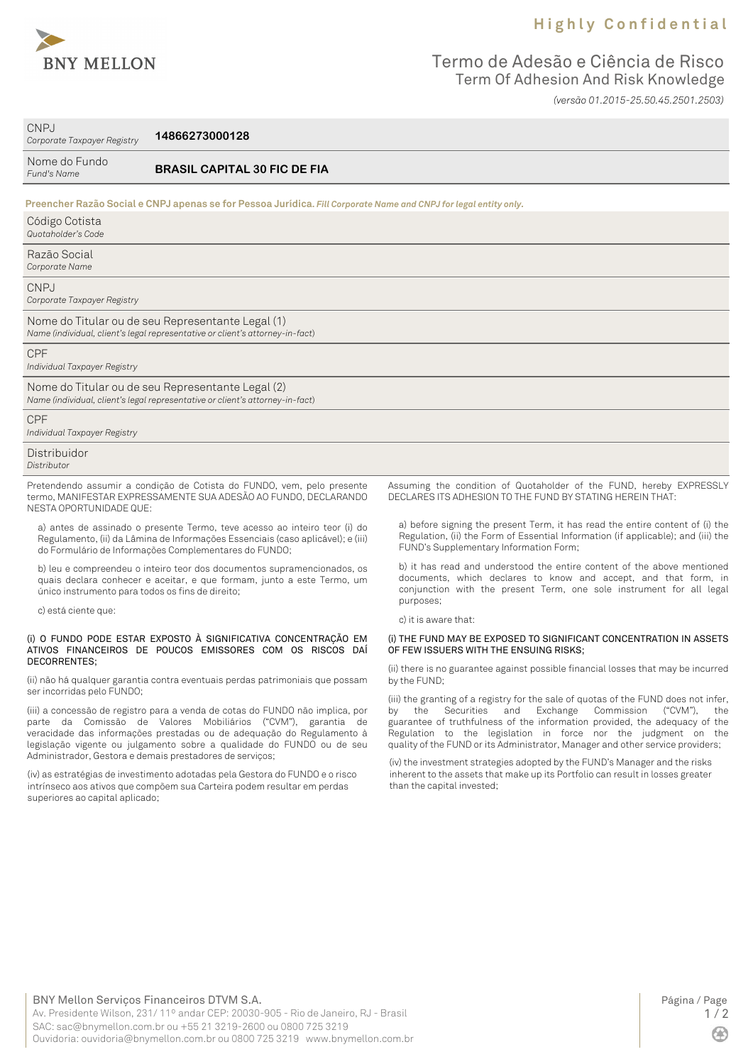Highly Confidential

BNY MELLON

# Termo de Adesão e Ciência de Risco
## Term Of Adhesion And Risk Knowledge

*(versão 01.2015-25.50.45.2501.2503)*

| | |
|---|---|
| CNPJ *Corporate Taxpayer Registry* | **14866273000128** |
| Nome do Fundo *Fund's Name* | **BRASIL CAPITAL 30 FIC DE FIA** |

**Preencher Razão Social e CNPJ apenas se for Pessoa Jurídica.** ***Fill Corporate Name and CNPJ for legal entity only.***

| |
|---|
| Código Cotista *Quotaholder's Code* |
| Razão Social *Corporate Name* |
| CNPJ *Corporate Taxpayer Registry* |
| Nome do Titular ou de seu Representante Legal (1) *Name (individual, client's legal representative or client's attorney-in-fact)* |
| CPF *Individual Taxpayer Registry* |
| Nome do Titular ou de seu Representante Legal (2) *Name (individual, client's legal representative or client's attorney-in-fact)* |
| CPF *Individual Taxpayer Registry* |
| Distribuidor *Distributor* |

Pretendendo assumir a condição de Cotista do FUNDO, vem, pelo presente termo, MANIFESTAR EXPRESSAMENTE SUA ADESÃO AO FUNDO, DECLARANDO NESTA OPORTUNIDADE QUE:

a) antes de assinado o presente Termo, teve acesso ao inteiro teor (i) do Regulamento, (ii) da Lâmina de Informações Essenciais (caso aplicável); e (iii) do Formulário de Informações Complementares do FUNDO;

b) leu e compreendeu o inteiro teor dos documentos supramencionados, os quais declara conhecer e aceitar, e que formam, junto a este Termo, um único instrumento para todos os fins de direito;

c) está ciente que:

(i) O FUNDO PODE ESTAR EXPOSTO À SIGNIFICATIVA CONCENTRAÇÃO EM ATIVOS FINANCEIROS DE POUCOS EMISSORES COM OS RISCOS DAÍ DECORRENTES;

(ii) não há qualquer garantia contra eventuais perdas patrimoniais que possam ser incorridas pelo FUNDO;

(iii) a concessão de registro para a venda de cotas do FUNDO não implica, por parte da Comissão de Valores Mobiliários ("CVM"), garantia de veracidade das informações prestadas ou de adequação do Regulamento à legislação vigente ou julgamento sobre a qualidade do FUNDO ou de seu Administrador, Gestora e demais prestadores de serviços;

(iv) as estratégias de investimento adotadas pela Gestora do FUNDO e o risco intrínseco aos ativos que compõem sua Carteira podem resultar em perdas superiores ao capital aplicado;

Assuming the condition of Quotaholder of the FUND, hereby EXPRESSLY DECLARES ITS ADHESION TO THE FUND BY STATING HEREIN THAT:

a) before signing the present Term, it has read the entire content of (i) the Regulation, (ii) the Form of Essential Information (if applicable); and (iii) the FUND's Supplementary Information Form;

b) it has read and understood the entire content of the above mentioned documents, which declares to know and accept, and that form, in conjunction with the present Term, one sole instrument for all legal purposes;

c) it is aware that:

(i) THE FUND MAY BE EXPOSED TO SIGNIFICANT CONCENTRATION IN ASSETS OF FEW ISSUERS WITH THE ENSUING RISKS;

(ii) there is no guarantee against possible financial losses that may be incurred by the FUND;

(iii) the granting of a registry for the sale of quotas of the FUND does not infer, by the Securities and Exchange Commission ("CVM"), the guarantee of truthfulness of the information provided, the adequacy of the Regulation to the legislation in force nor the judgment on the quality of the FUND or its Administrator, Manager and other service providers;

(iv) the investment strategies adopted by the FUND's Manager and the risks inherent to the assets that make up its Portfolio can result in losses greater than the capital invested;

BNY Mellon Serviços Financeiros DTVM S.A.
Av. Presidente Wilson, 231/ 11º andar CEP: 20030-905 - Rio de Janeiro, RJ - Brasil
SAC: sac@bnymellon.com.br ou +55 21 3219-2600 ou 0800 725 3219
Ouvidoria: ouvidoria@bnymellon.com.br ou 0800 725 3219 www.bnymellon.com.br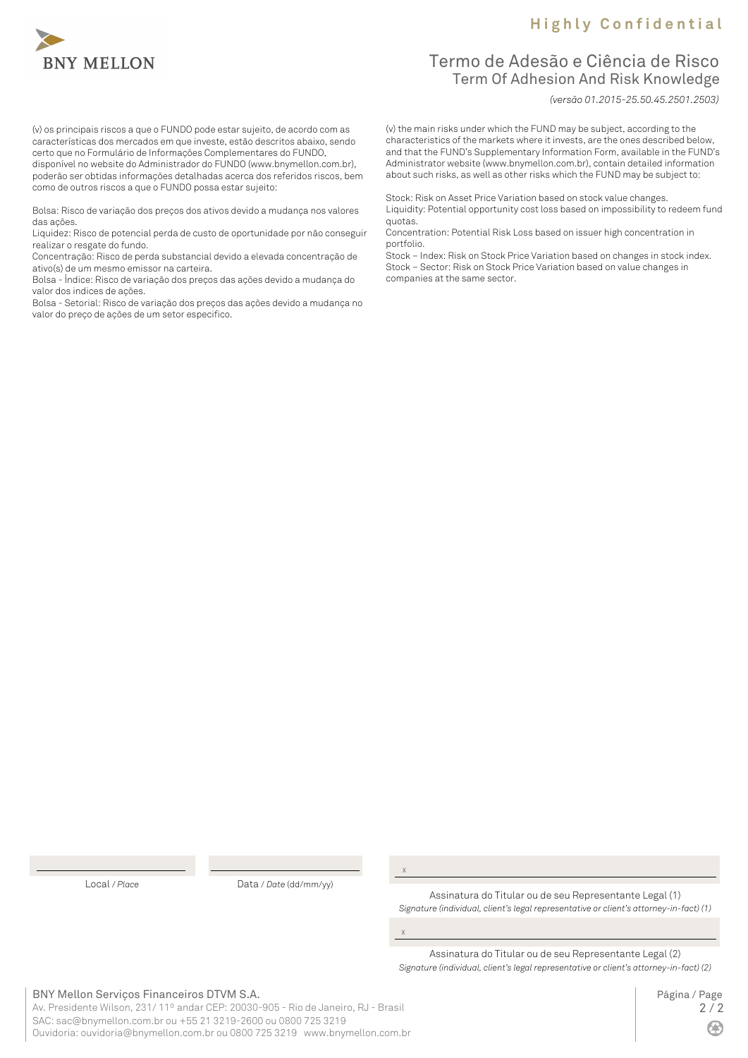Highly Confidential

BNY MELLON

# Termo de Adesão e Ciência de Risco
## Term Of Adhesion And Risk Knowledge

*(versão 01.2015-25.50.45.2501.2503)*

(v) os principais riscos a que o FUNDO pode estar sujeito, de acordo com as características dos mercados em que investe, estão descritos abaixo, sendo certo que no Formulário de Informações Complementares do FUNDO, disponível no website do Administrador do FUNDO (www.bnymellon.com.br), poderão ser obtidas informações detalhadas acerca dos referidos riscos, bem como de outros riscos a que o FUNDO possa estar sujeito:

Bolsa: Risco de variação dos preços dos ativos devido a mudança nos valores das ações.
Liquidez: Risco de potencial perda de custo de oportunidade por não conseguir realizar o resgate do fundo.
Concentração: Risco de perda substancial devido a elevada concentração de ativo(s) de um mesmo emissor na carteira.
Bolsa - Índice: Risco de variação dos preços das ações devido a mudança do valor dos índices de ações.
Bolsa - Setorial: Risco de variação dos preços das ações devido a mudança no valor do preço de ações de um setor especifico.

(v) the main risks under which the FUND may be subject, according to the characteristics of the markets where it invests, are the ones described below, and that the FUND's Supplementary Information Form, available in the FUND's Administrator website (www.bnymellon.com.br), contain detailed information about such risks, as well as other risks which the FUND may be subject to:

Stock: Risk on Asset Price Variation based on stock value changes.
Liquidity: Potential opportunity cost loss based on impossibility to redeem fund quotas.
Concentration: Potential Risk Loss based on issuer high concentration in portfolio.
Stock – Index: Risk on Stock Price Variation based on changes in stock index.
Stock – Sector: Risk on Stock Price Variation based on value changes in companies at the same sector.

Local / *Place*

Data / *Date* (dd/mm/yy)

x

Assinatura do Titular ou de seu Representante Legal (1)
*Signature (individual, client's legal representative or client's attorney-in-fact) (1)*

x

Assinatura do Titular ou de seu Representante Legal (2)
*Signature (individual, client's legal representative or client's attorney-in-fact) (2)*

BNY Mellon Serviços Financeiros DTVM S.A.
Av. Presidente Wilson, 231/ 11º andar CEP: 20030-905 - Rio de Janeiro, RJ - Brasil
SAC: sac@bnymellon.com.br ou +55 21 3219-2600 ou 0800 725 3219
Ouvidoria: ouvidoria@bnymellon.com.br ou 0800 725 3219 www.bnymellon.com.br